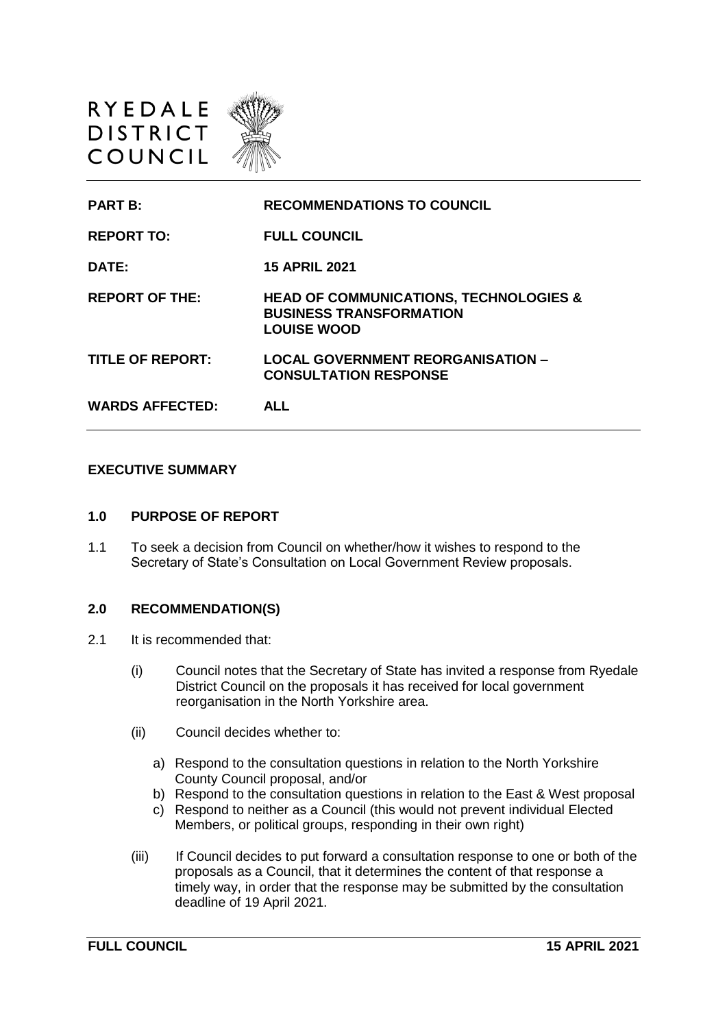RYEDALE DISTRICT COUNCIL

| | |
|---|---|
| **PART B:** | **RECOMMENDATIONS TO COUNCIL** |
| **REPORT TO:** | **FULL COUNCIL** |
| **DATE:** | **15 APRIL 2021** |
| **REPORT OF THE:** | **HEAD OF COMMUNICATIONS, TECHNOLOGIES & BUSINESS TRANSFORMATION LOUISE WOOD** |
| **TITLE OF REPORT:** | **LOCAL GOVERNMENT REORGANISATION – CONSULTATION RESPONSE** |
| **WARDS AFFECTED:** | **ALL** |

## EXECUTIVE SUMMARY

### 1.0 PURPOSE OF REPORT

1.1 To seek a decision from Council on whether/how it wishes to respond to the Secretary of State's Consultation on Local Government Review proposals.

### 2.0 RECOMMENDATION(S)

2.1 It is recommended that:

(i) Council notes that the Secretary of State has invited a response from Ryedale District Council on the proposals it has received for local government reorganisation in the North Yorkshire area.

(ii) Council decides whether to:

a) Respond to the consultation questions in relation to the North Yorkshire County Council proposal, and/or
b) Respond to the consultation questions in relation to the East & West proposal
c) Respond to neither as a Council (this would not prevent individual Elected Members, or political groups, responding in their own right)

(iii) If Council decides to put forward a consultation response to one or both of the proposals as a Council, that it determines the content of that response a timely way, in order that the response may be submitted by the consultation deadline of 19 April 2021.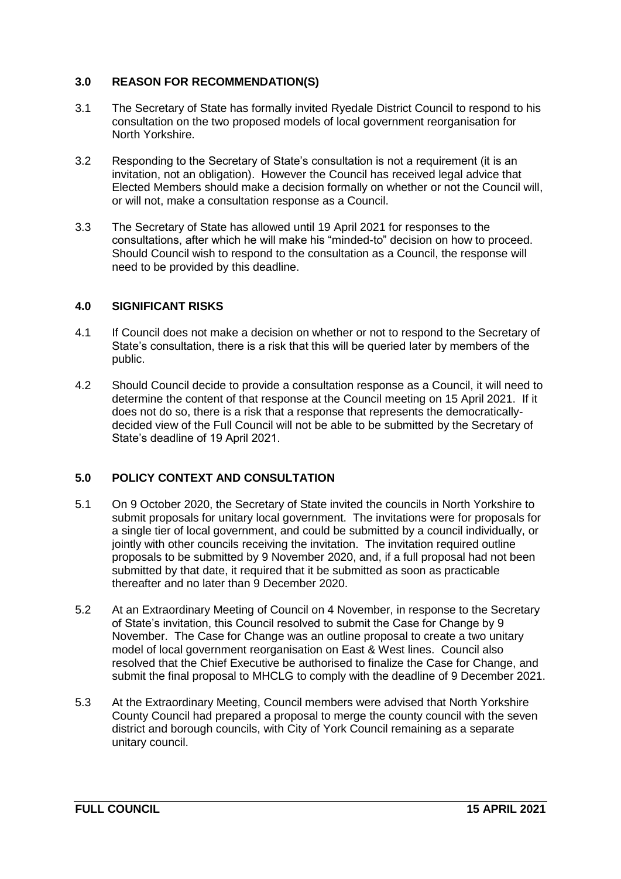### 3.0 REASON FOR RECOMMENDATION(S)

3.1 The Secretary of State has formally invited Ryedale District Council to respond to his consultation on the two proposed models of local government reorganisation for North Yorkshire.

3.2 Responding to the Secretary of State's consultation is not a requirement (it is an invitation, not an obligation). However the Council has received legal advice that Elected Members should make a decision formally on whether or not the Council will, or will not, make a consultation response as a Council.

3.3 The Secretary of State has allowed until 19 April 2021 for responses to the consultations, after which he will make his "minded-to" decision on how to proceed. Should Council wish to respond to the consultation as a Council, the response will need to be provided by this deadline.

### 4.0 SIGNIFICANT RISKS

4.1 If Council does not make a decision on whether or not to respond to the Secretary of State's consultation, there is a risk that this will be queried later by members of the public.

4.2 Should Council decide to provide a consultation response as a Council, it will need to determine the content of that response at the Council meeting on 15 April 2021. If it does not do so, there is a risk that a response that represents the democratically-decided view of the Full Council will not be able to be submitted by the Secretary of State's deadline of 19 April 2021.

### 5.0 POLICY CONTEXT AND CONSULTATION

5.1 On 9 October 2020, the Secretary of State invited the councils in North Yorkshire to submit proposals for unitary local government. The invitations were for proposals for a single tier of local government, and could be submitted by a council individually, or jointly with other councils receiving the invitation. The invitation required outline proposals to be submitted by 9 November 2020, and, if a full proposal had not been submitted by that date, it required that it be submitted as soon as practicable thereafter and no later than 9 December 2020.

5.2 At an Extraordinary Meeting of Council on 4 November, in response to the Secretary of State's invitation, this Council resolved to submit the Case for Change by 9 November. The Case for Change was an outline proposal to create a two unitary model of local government reorganisation on East & West lines. Council also resolved that the Chief Executive be authorised to finalize the Case for Change, and submit the final proposal to MHCLG to comply with the deadline of 9 December 2021.

5.3 At the Extraordinary Meeting, Council members were advised that North Yorkshire County Council had prepared a proposal to merge the county council with the seven district and borough councils, with City of York Council remaining as a separate unitary council.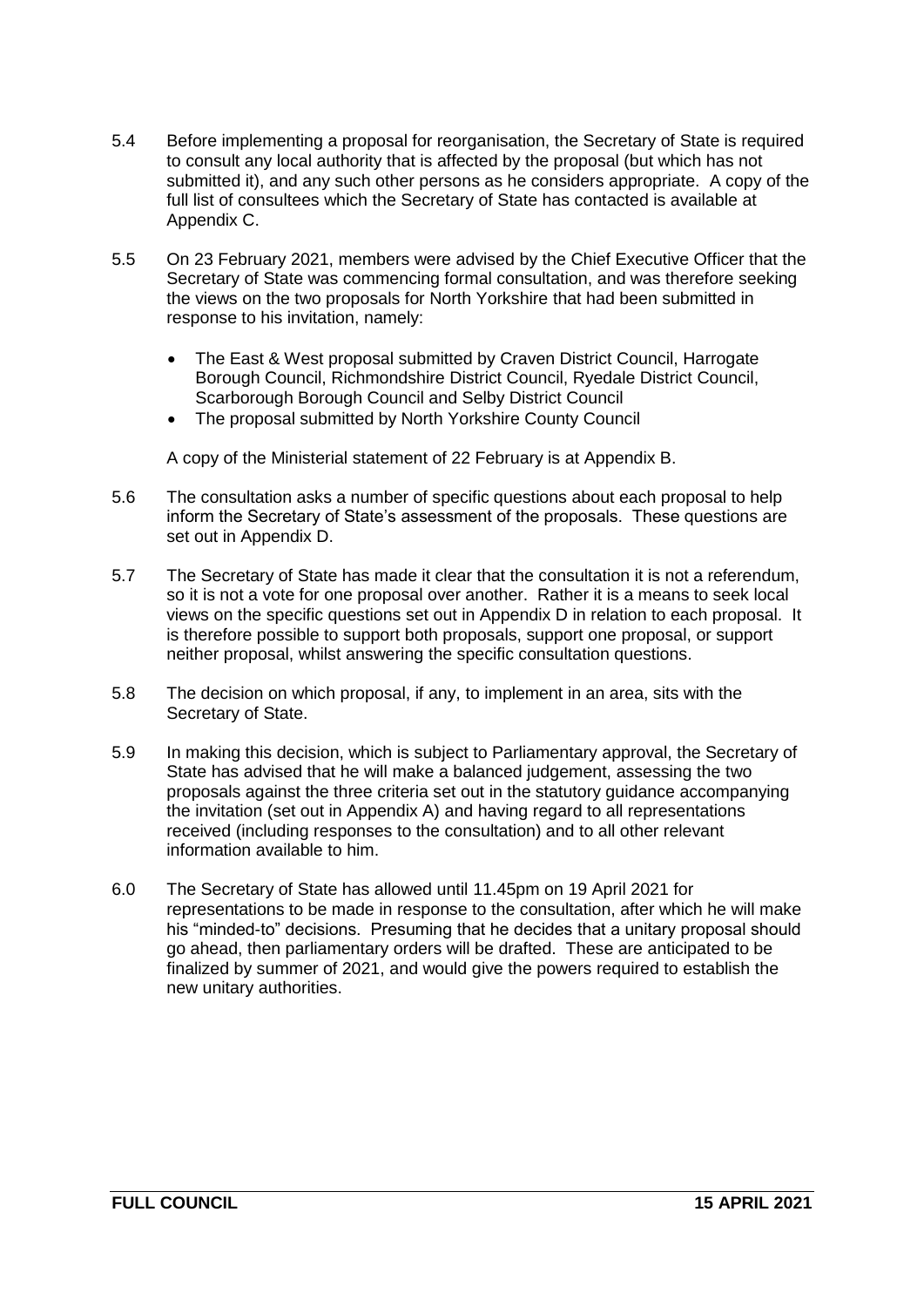5.4 Before implementing a proposal for reorganisation, the Secretary of State is required to consult any local authority that is affected by the proposal (but which has not submitted it), and any such other persons as he considers appropriate. A copy of the full list of consultees which the Secretary of State has contacted is available at Appendix C.

5.5 On 23 February 2021, members were advised by the Chief Executive Officer that the Secretary of State was commencing formal consultation, and was therefore seeking the views on the two proposals for North Yorkshire that had been submitted in response to his invitation, namely:

- The East & West proposal submitted by Craven District Council, Harrogate Borough Council, Richmondshire District Council, Ryedale District Council, Scarborough Borough Council and Selby District Council
- The proposal submitted by North Yorkshire County Council

A copy of the Ministerial statement of 22 February is at Appendix B.

5.6 The consultation asks a number of specific questions about each proposal to help inform the Secretary of State's assessment of the proposals. These questions are set out in Appendix D.

5.7 The Secretary of State has made it clear that the consultation it is not a referendum, so it is not a vote for one proposal over another. Rather it is a means to seek local views on the specific questions set out in Appendix D in relation to each proposal. It is therefore possible to support both proposals, support one proposal, or support neither proposal, whilst answering the specific consultation questions.

5.8 The decision on which proposal, if any, to implement in an area, sits with the Secretary of State.

5.9 In making this decision, which is subject to Parliamentary approval, the Secretary of State has advised that he will make a balanced judgement, assessing the two proposals against the three criteria set out in the statutory guidance accompanying the invitation (set out in Appendix A) and having regard to all representations received (including responses to the consultation) and to all other relevant information available to him.

6.0 The Secretary of State has allowed until 11.45pm on 19 April 2021 for representations to be made in response to the consultation, after which he will make his "minded-to" decisions. Presuming that he decides that a unitary proposal should go ahead, then parliamentary orders will be drafted. These are anticipated to be finalized by summer of 2021, and would give the powers required to establish the new unitary authorities.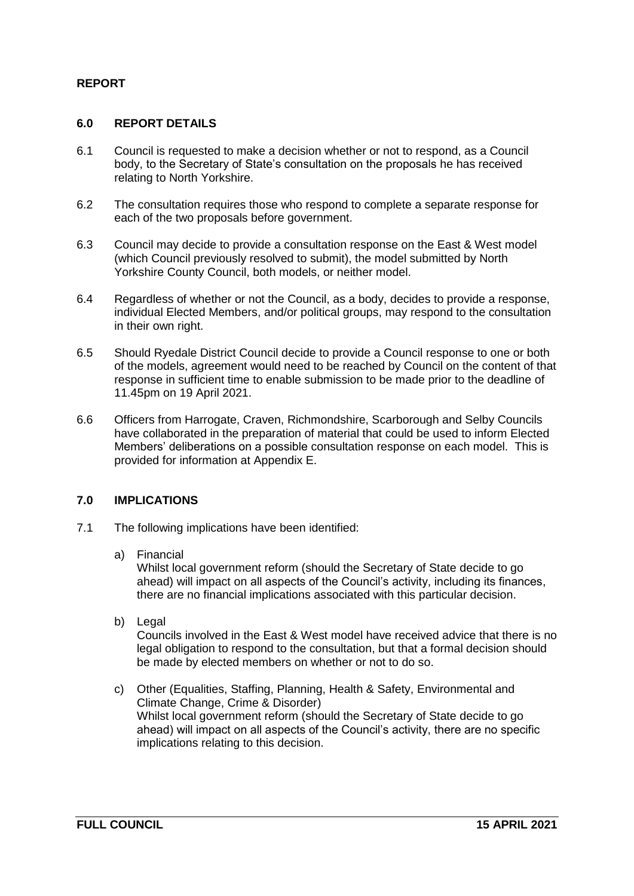## REPORT

### 6.0 REPORT DETAILS

6.1 Council is requested to make a decision whether or not to respond, as a Council body, to the Secretary of State's consultation on the proposals he has received relating to North Yorkshire.

6.2 The consultation requires those who respond to complete a separate response for each of the two proposals before government.

6.3 Council may decide to provide a consultation response on the East & West model (which Council previously resolved to submit), the model submitted by North Yorkshire County Council, both models, or neither model.

6.4 Regardless of whether or not the Council, as a body, decides to provide a response, individual Elected Members, and/or political groups, may respond to the consultation in their own right.

6.5 Should Ryedale District Council decide to provide a Council response to one or both of the models, agreement would need to be reached by Council on the content of that response in sufficient time to enable submission to be made prior to the deadline of 11.45pm on 19 April 2021.

6.6 Officers from Harrogate, Craven, Richmondshire, Scarborough and Selby Councils have collaborated in the preparation of material that could be used to inform Elected Members' deliberations on a possible consultation response on each model. This is provided for information at Appendix E.

### 7.0 IMPLICATIONS

7.1 The following implications have been identified:

a) Financial
Whilst local government reform (should the Secretary of State decide to go ahead) will impact on all aspects of the Council's activity, including its finances, there are no financial implications associated with this particular decision.

b) Legal
Councils involved in the East & West model have received advice that there is no legal obligation to respond to the consultation, but that a formal decision should be made by elected members on whether or not to do so.

c) Other (Equalities, Staffing, Planning, Health & Safety, Environmental and Climate Change, Crime & Disorder)
Whilst local government reform (should the Secretary of State decide to go ahead) will impact on all aspects of the Council's activity, there are no specific implications relating to this decision.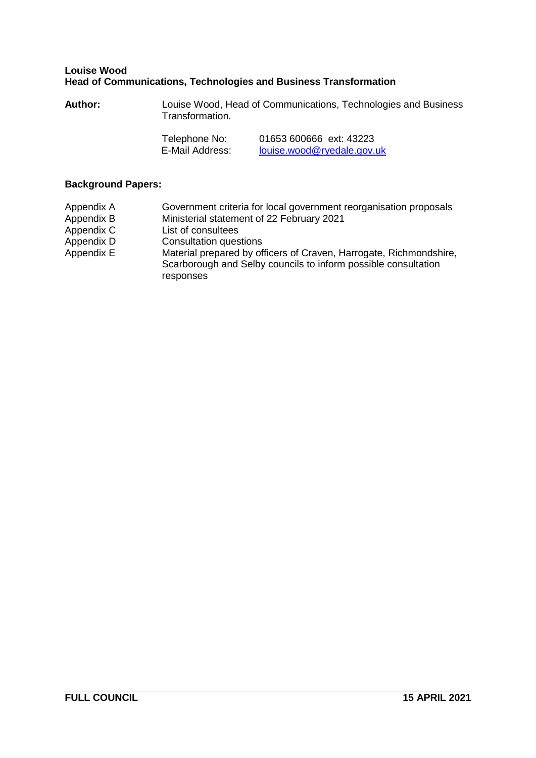**Louise Wood**
**Head of Communications, Technologies and Business Transformation**

**Author:** Louise Wood, Head of Communications, Technologies and Business Transformation.

| | |
|---|---|
| Telephone No: | 01653 600666 ext: 43223 |
| E-Mail Address: | louise.wood@ryedale.gov.uk |

**Background Papers:**

| | |
|---|---|
| Appendix A | Government criteria for local government reorganisation proposals |
| Appendix B | Ministerial statement of 22 February 2021 |
| Appendix C | List of consultees |
| Appendix D | Consultation questions |
| Appendix E | Material prepared by officers of Craven, Harrogate, Richmondshire, Scarborough and Selby councils to inform possible consultation responses |